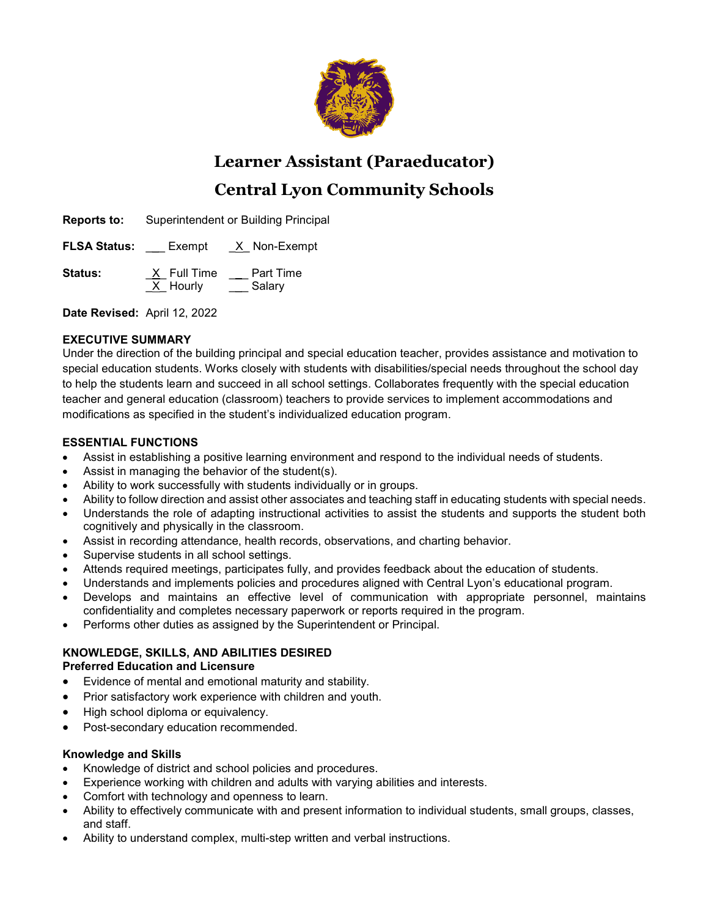# Learner Assistant (Paraeducator)

# Central Lyon Community Schools

**Reports to:** Superintendent or Building Principal

**FLSA Status:** ___ Exempt _X_ Non-Exempt

**Status:** _X_ Full Time ___ Part Time
_X_ Hourly ___ Salary

**Date Revised:** April 12, 2022

**EXECUTIVE SUMMARY**
Under the direction of the building principal and special education teacher, provides assistance and motivation to special education students. Works closely with students with disabilities/special needs throughout the school day to help the students learn and succeed in all school settings. Collaborates frequently with the special education teacher and general education (classroom) teachers to provide services to implement accommodations and modifications as specified in the student's individualized education program.

**ESSENTIAL FUNCTIONS**

- Assist in establishing a positive learning environment and respond to the individual needs of students.
- Assist in managing the behavior of the student(s).
- Ability to work successfully with students individually or in groups.
- Ability to follow direction and assist other associates and teaching staff in educating students with special needs.
- Understands the role of adapting instructional activities to assist the students and supports the student both cognitively and physically in the classroom.
- Assist in recording attendance, health records, observations, and charting behavior.
- Supervise students in all school settings.
- Attends required meetings, participates fully, and provides feedback about the education of students.
- Understands and implements policies and procedures aligned with Central Lyon's educational program.
- Develops and maintains an effective level of communication with appropriate personnel, maintains confidentiality and completes necessary paperwork or reports required in the program.
- Performs other duties as assigned by the Superintendent or Principal.

**KNOWLEDGE, SKILLS, AND ABILITIES DESIRED**
**Preferred Education and Licensure**

- Evidence of mental and emotional maturity and stability.
- Prior satisfactory work experience with children and youth.
- High school diploma or equivalency.
- Post-secondary education recommended.

**Knowledge and Skills**

- Knowledge of district and school policies and procedures.
- Experience working with children and adults with varying abilities and interests.
- Comfort with technology and openness to learn.
- Ability to effectively communicate with and present information to individual students, small groups, classes, and staff.
- Ability to understand complex, multi-step written and verbal instructions.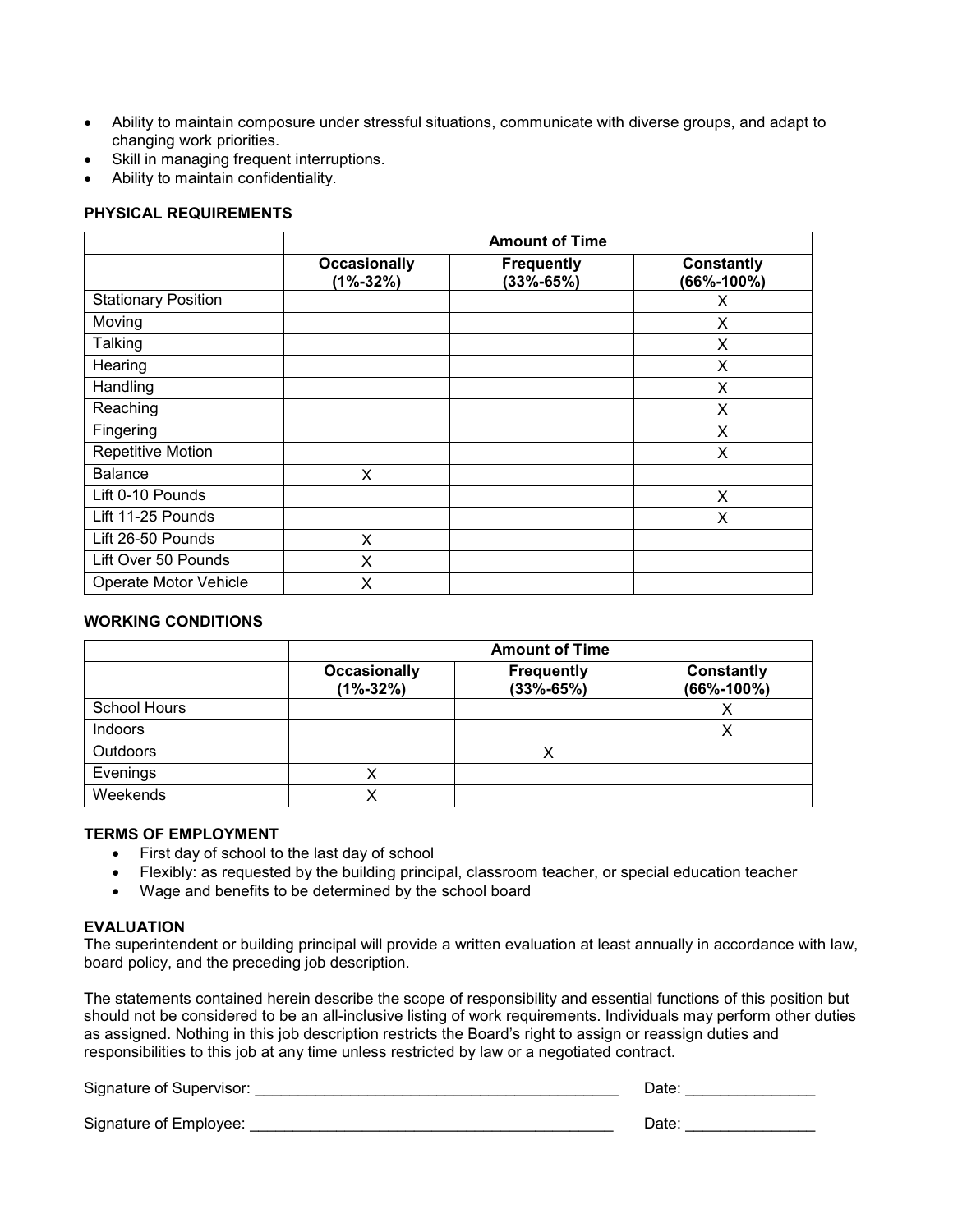- Ability to maintain composure under stressful situations, communicate with diverse groups, and adapt to changing work priorities.
- Skill in managing frequent interruptions.
- Ability to maintain confidentiality.

**PHYSICAL REQUIREMENTS**

| | Amount of Time | | |
|---|---|---|---|
| | **Occasionally (1%-32%)** | **Frequently (33%-65%)** | **Constantly (66%-100%)** |
| Stationary Position | | | X |
| Moving | | | X |
| Talking | | | X |
| Hearing | | | X |
| Handling | | | X |
| Reaching | | | X |
| Fingering | | | X |
| Repetitive Motion | | | X |
| Balance | X | | |
| Lift 0-10 Pounds | | | X |
| Lift 11-25 Pounds | | | X |
| Lift 26-50 Pounds | X | | |
| Lift Over 50 Pounds | X | | |
| Operate Motor Vehicle | X | | |

**WORKING CONDITIONS**

| | Amount of Time | | |
|---|---|---|---|
| | **Occasionally (1%-32%)** | **Frequently (33%-65%)** | **Constantly (66%-100%)** |
| School Hours | | | X |
| Indoors | | | X |
| Outdoors | | X | |
| Evenings | X | | |
| Weekends | X | | |

**TERMS OF EMPLOYMENT**

- First day of school to the last day of school
- Flexibly: as requested by the building principal, classroom teacher, or special education teacher
- Wage and benefits to be determined by the school board

**EVALUATION**

The superintendent or building principal will provide a written evaluation at least annually in accordance with law, board policy, and the preceding job description.

The statements contained herein describe the scope of responsibility and essential functions of this position but should not be considered to be an all-inclusive listing of work requirements. Individuals may perform other duties as assigned. Nothing in this job description restricts the Board's right to assign or reassign duties and responsibilities to this job at any time unless restricted by law or a negotiated contract.

Signature of Supervisor: ___________________________________________ Date: _______________

Signature of Employee: ___________________________________________ Date: _______________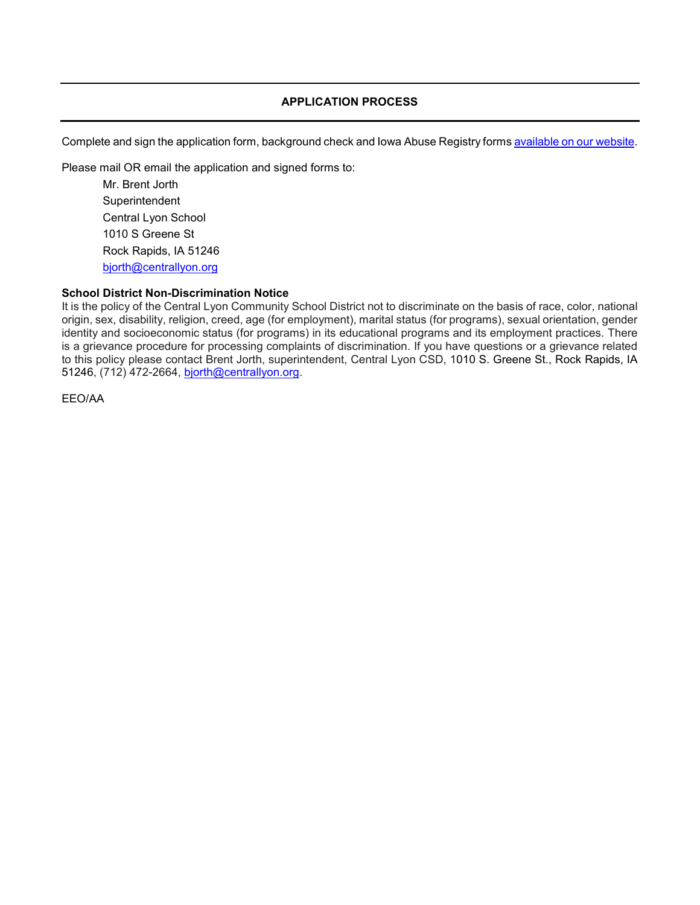## APPLICATION PROCESS

Complete and sign the application form, background check and Iowa Abuse Registry forms [available on our website](#).

Please mail OR email the application and signed forms to:

Mr. Brent Jorth  
Superintendent  
Central Lyon School  
1010 S Greene St  
Rock Rapids, IA 51246  
bjorth@centrallyon.org

**School District Non-Discrimination Notice**

It is the policy of the Central Lyon Community School District not to discriminate on the basis of race, color, national origin, sex, disability, religion, creed, age (for employment), marital status (for programs), sexual orientation, gender identity and socioeconomic status (for programs) in its educational programs and its employment practices. There is a grievance procedure for processing complaints of discrimination. If you have questions or a grievance related to this policy please contact Brent Jorth, superintendent, Central Lyon CSD, 1010 S. Greene St., Rock Rapids, IA 51246, (712) 472-2664, bjorth@centrallyon.org.

EEO/AA